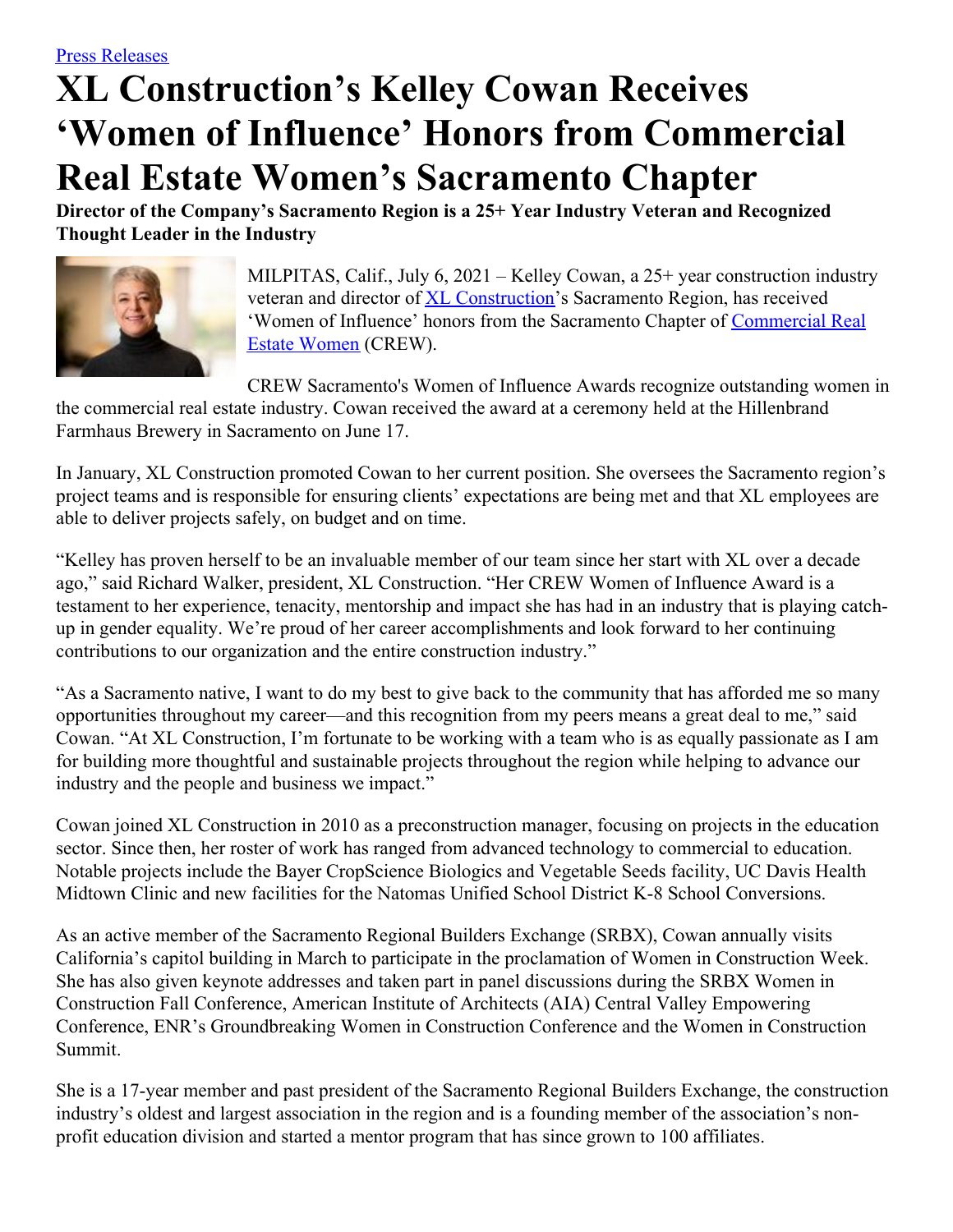[Press Releases]

# XL Construction's Kelley Cowan Receives 'Women of Influence' Honors from Commercial Real Estate Women's Sacramento Chapter

**Director of the Company's Sacramento Region is a 25+ Year Industry Veteran and Recognized Thought Leader in the Industry**

MILPITAS, Calif., July 6, 2021 – Kelley Cowan, a 25+ year construction industry veteran and director of XL Construction's Sacramento Region, has received 'Women of Influence' honors from the Sacramento Chapter of Commercial Real Estate Women (CREW).

CREW Sacramento's Women of Influence Awards recognize outstanding women in the commercial real estate industry. Cowan received the award at a ceremony held at the Hillenbrand Farmhaus Brewery in Sacramento on June 17.

In January, XL Construction promoted Cowan to her current position. She oversees the Sacramento region's project teams and is responsible for ensuring clients' expectations are being met and that XL employees are able to deliver projects safely, on budget and on time.

"Kelley has proven herself to be an invaluable member of our team since her start with XL over a decade ago," said Richard Walker, president, XL Construction. "Her CREW Women of Influence Award is a testament to her experience, tenacity, mentorship and impact she has had in an industry that is playing catch-up in gender equality. We're proud of her career accomplishments and look forward to her continuing contributions to our organization and the entire construction industry."

"As a Sacramento native, I want to do my best to give back to the community that has afforded me so many opportunities throughout my career—and this recognition from my peers means a great deal to me," said Cowan. "At XL Construction, I'm fortunate to be working with a team who is as equally passionate as I am for building more thoughtful and sustainable projects throughout the region while helping to advance our industry and the people and business we impact."

Cowan joined XL Construction in 2010 as a preconstruction manager, focusing on projects in the education sector. Since then, her roster of work has ranged from advanced technology to commercial to education. Notable projects include the Bayer CropScience Biologics and Vegetable Seeds facility, UC Davis Health Midtown Clinic and new facilities for the Natomas Unified School District K-8 School Conversions.

As an active member of the Sacramento Regional Builders Exchange (SRBX), Cowan annually visits California's capitol building in March to participate in the proclamation of Women in Construction Week. She has also given keynote addresses and taken part in panel discussions during the SRBX Women in Construction Fall Conference, American Institute of Architects (AIA) Central Valley Empowering Conference, ENR's Groundbreaking Women in Construction Conference and the Women in Construction Summit.

She is a 17-year member and past president of the Sacramento Regional Builders Exchange, the construction industry's oldest and largest association in the region and is a founding member of the association's non-profit education division and started a mentor program that has since grown to 100 affiliates.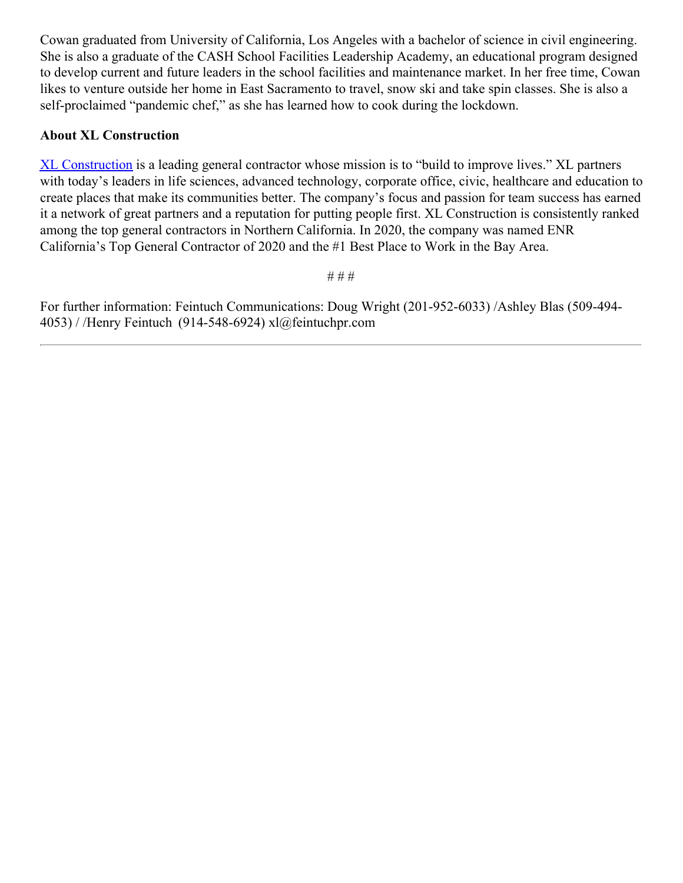Cowan graduated from University of California, Los Angeles with a bachelor of science in civil engineering. She is also a graduate of the CASH School Facilities Leadership Academy, an educational program designed to develop current and future leaders in the school facilities and maintenance market. In her free time, Cowan likes to venture outside her home in East Sacramento to travel, snow ski and take spin classes. She is also a self-proclaimed "pandemic chef," as she has learned how to cook during the lockdown.

**About XL Construction**

XL Construction is a leading general contractor whose mission is to "build to improve lives." XL partners with today's leaders in life sciences, advanced technology, corporate office, civic, healthcare and education to create places that make its communities better. The company's focus and passion for team success has earned it a network of great partners and a reputation for putting people first. XL Construction is consistently ranked among the top general contractors in Northern California. In 2020, the company was named ENR California's Top General Contractor of 2020 and the #1 Best Place to Work in the Bay Area.

# # #

For further information: Feintuch Communications: Doug Wright (201-952-6033) /Ashley Blas (509-494-4053) / /Henry Feintuch (914-548-6924) xl@feintuchpr.com

---